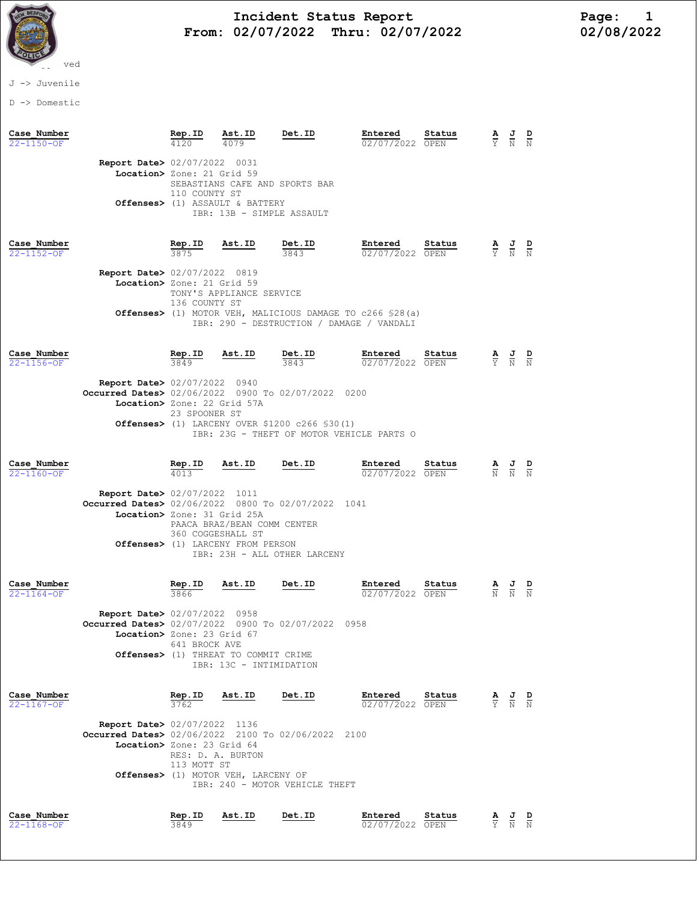# Incident Status Report
## From: 02/07/2022 Thru: 02/07/2022

02/08/2022

ved

J -> Juvenile

D -> Domestic

| Case_Number | Rep.ID | Ast.ID | Det.ID | Entered | Status | A | J | D |
|---|---|---|---|---|---|---|---|---|
| 22-1150-OF | 4120 | 4079 | | 02/07/2022 | OPEN | Y | N | N |

**Report Date>** 02/07/2022 0031
**Location>** Zone: 21 Grid 59
SEBASTIANS CAFE AND SPORTS BAR
110 COUNTY ST
**Offenses>** (1) ASSAULT & BATTERY
IBR: 13B - SIMPLE ASSAULT

| Case_Number | Rep.ID | Ast.ID | Det.ID | Entered | Status | A | J | D |
|---|---|---|---|---|---|---|---|---|
| 22-1152-OF | 3875 | | 3843 | 02/07/2022 | OPEN | Y | N | N |

**Report Date>** 02/07/2022 0819
**Location>** Zone: 21 Grid 59
TONY'S APPLIANCE SERVICE
136 COUNTY ST
**Offenses>** (1) MOTOR VEH, MALICIOUS DAMAGE TO c266 §28(a)
IBR: 290 - DESTRUCTION / DAMAGE / VANDALI

| Case_Number | Rep.ID | Ast.ID | Det.ID | Entered | Status | A | J | D |
|---|---|---|---|---|---|---|---|---|
| 22-1156-OF | 3849 | | 3843 | 02/07/2022 | OPEN | Y | N | N |

**Report Date>** 02/07/2022 0940
**Occurred Dates>** 02/06/2022 0900 To 02/07/2022 0200
**Location>** Zone: 22 Grid 57A
23 SPOONER ST
**Offenses>** (1) LARCENY OVER $1200 c266 §30(1)
IBR: 23G - THEFT OF MOTOR VEHICLE PARTS O

| Case_Number | Rep.ID | Ast.ID | Det.ID | Entered | Status | A | J | D |
|---|---|---|---|---|---|---|---|---|
| 22-1160-OF | 4013 | | | 02/07/2022 | OPEN | N | N | N |

**Report Date>** 02/07/2022 1011
**Occurred Dates>** 02/06/2022 0800 To 02/07/2022 1041
**Location>** Zone: 31 Grid 25A
PAACA BRAZ/BEAN COMM CENTER
360 COGGESHALL ST
**Offenses>** (1) LARCENY FROM PERSON
IBR: 23H - ALL OTHER LARCENY

| Case_Number | Rep.ID | Ast.ID | Det.ID | Entered | Status | A | J | D |
|---|---|---|---|---|---|---|---|---|
| 22-1164-OF | 3866 | | | 02/07/2022 | OPEN | N | N | N |

**Report Date>** 02/07/2022 0958
**Occurred Dates>** 02/07/2022 0900 To 02/07/2022 0958
**Location>** Zone: 23 Grid 67
641 BROCK AVE
**Offenses>** (1) THREAT TO COMMIT CRIME
IBR: 13C - INTIMIDATION

| Case_Number | Rep.ID | Ast.ID | Det.ID | Entered | Status | A | J | D |
|---|---|---|---|---|---|---|---|---|
| 22-1167-OF | 3762 | | | 02/07/2022 | OPEN | Y | N | N |

**Report Date>** 02/07/2022 1136
**Occurred Dates>** 02/06/2022 2100 To 02/06/2022 2100
**Location>** Zone: 23 Grid 64
RES: D. A. BURTON
113 MOTT ST
**Offenses>** (1) MOTOR VEH, LARCENY OF
IBR: 240 - MOTOR VEHICLE THEFT

| Case_Number | Rep.ID | Ast.ID | Det.ID | Entered | Status | A | J | D |
|---|---|---|---|---|---|---|---|---|
| 22-1168-OF | 3849 | | | 02/07/2022 | OPEN | Y | N | N |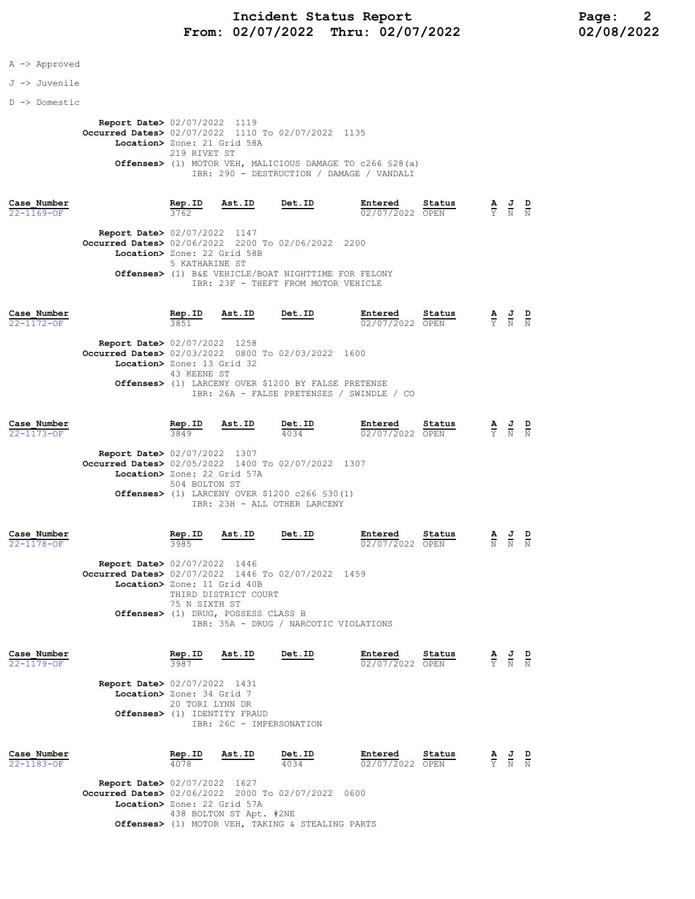# Incident Status Report
## From: 02/07/2022 Thru: 02/07/2022

02/08/2022

A -> Approved

J -> Juvenile

D -> Domestic

**Report Date>** 02/07/2022 1119
**Occurred Dates>** 02/07/2022 1110 To 02/07/2022 1135
**Location>** Zone: 21 Grid 58A
219 RIVET ST
**Offenses>** (1) MOTOR VEH, MALICIOUS DAMAGE TO c266 §28(a)
IBR: 290 - DESTRUCTION / DAMAGE / VANDALI

| Case_Number | Rep.ID | Ast.ID | Det.ID | Entered | Status | A | J | D |
|---|---|---|---|---|---|---|---|---|
| 22-1169-OF | 3762 | | | 02/07/2022 | OPEN | Y | N | N |

**Report Date>** 02/07/2022 1147
**Occurred Dates>** 02/06/2022 2200 To 02/06/2022 2200
**Location>** Zone: 22 Grid 58B
5 KATHARINE ST
**Offenses>** (1) B&E VEHICLE/BOAT NIGHTTIME FOR FELONY
IBR: 23F - THEFT FROM MOTOR VEHICLE

| Case_Number | Rep.ID | Ast.ID | Det.ID | Entered | Status | A | J | D |
|---|---|---|---|---|---|---|---|---|
| 22-1172-OF | 3851 | | | 02/07/2022 | OPEN | Y | N | N |

**Report Date>** 02/07/2022 1258
**Occurred Dates>** 02/03/2022 0800 To 02/03/2022 1600
**Location>** Zone: 13 Grid 32
43 KEENE ST
**Offenses>** (1) LARCENY OVER $1200 BY FALSE PRETENSE
IBR: 26A - FALSE PRETENSES / SWINDLE / CO

| Case_Number | Rep.ID | Ast.ID | Det.ID | Entered | Status | A | J | D |
|---|---|---|---|---|---|---|---|---|
| 22-1173-OF | 3849 | | 4034 | 02/07/2022 | OPEN | Y | N | N |

**Report Date>** 02/07/2022 1307
**Occurred Dates>** 02/05/2022 1400 To 02/07/2022 1307
**Location>** Zone: 22 Grid 57A
504 BOLTON ST
**Offenses>** (1) LARCENY OVER $1200 c266 §30(1)
IBR: 23H - ALL OTHER LARCENY

| Case_Number | Rep.ID | Ast.ID | Det.ID | Entered | Status | A | J | D |
|---|---|---|---|---|---|---|---|---|
| 22-1178-OF | 3985 | | | 02/07/2022 | OPEN | N | N | N |

**Report Date>** 02/07/2022 1446
**Occurred Dates>** 02/07/2022 1446 To 02/07/2022 1459
**Location>** Zone: 11 Grid 40B
THIRD DISTRICT COURT
75 N SIXTH ST
**Offenses>** (1) DRUG, POSSESS CLASS B
IBR: 35A - DRUG / NARCOTIC VIOLATIONS

| Case_Number | Rep.ID | Ast.ID | Det.ID | Entered | Status | A | J | D |
|---|---|---|---|---|---|---|---|---|
| 22-1179-OF | 3987 | | | 02/07/2022 | OPEN | Y | N | N |

**Report Date>** 02/07/2022 1431
**Location>** Zone: 34 Grid 7
20 TORI LYNN DR
**Offenses>** (1) IDENTITY FRAUD
IBR: 26C - IMPERSONATION

| Case_Number | Rep.ID | Ast.ID | Det.ID | Entered | Status | A | J | D |
|---|---|---|---|---|---|---|---|---|
| 22-1183-OF | 4078 | | 4034 | 02/07/2022 | OPEN | Y | N | N |

**Report Date>** 02/07/2022 1627
**Occurred Dates>** 02/06/2022 2000 To 02/07/2022 0600
**Location>** Zone: 22 Grid 57A
438 BOLTON ST Apt. #2NE
**Offenses>** (1) MOTOR VEH, TAKING & STEALING PARTS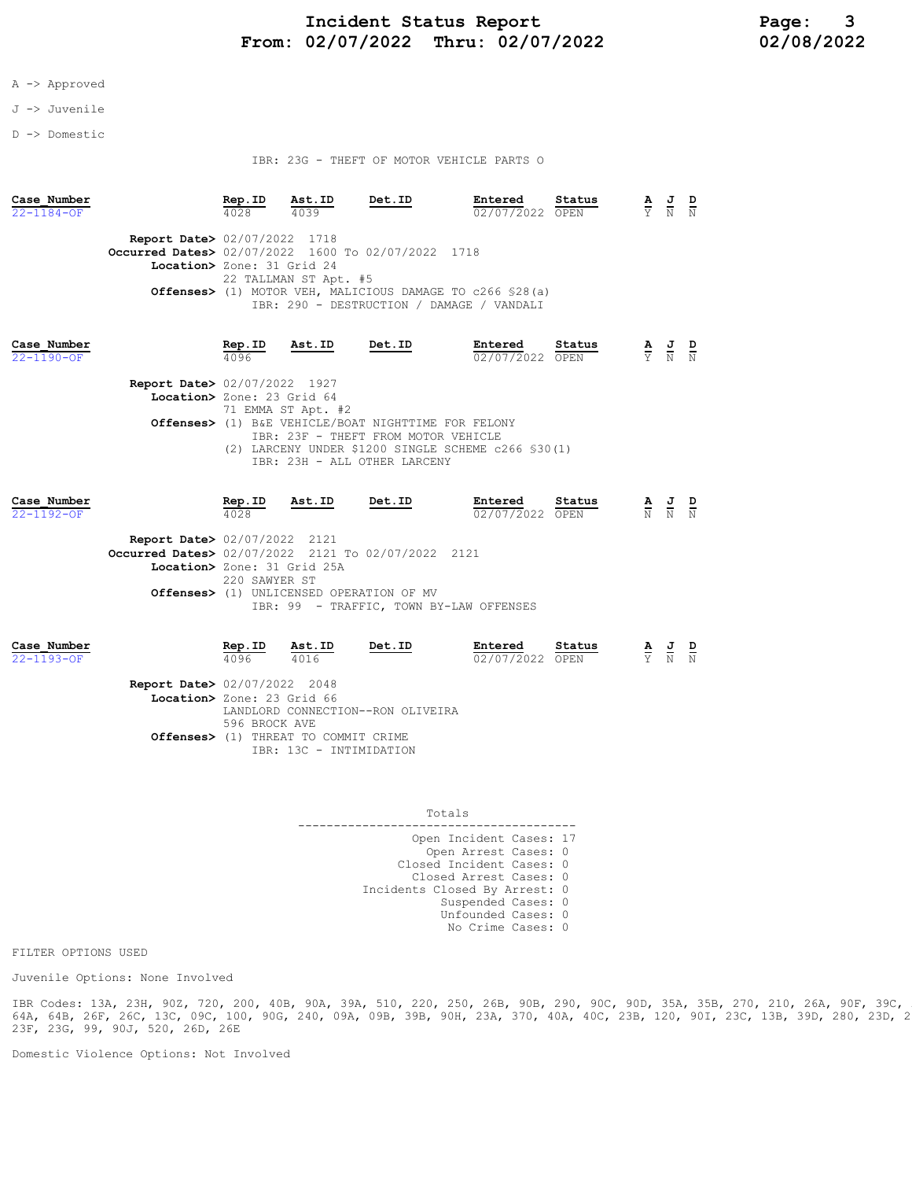A -> Approved

J -> Juvenile

D -> Domestic

IBR: 23G - THEFT OF MOTOR VEHICLE PARTS O

| Case_Number | Rep.ID | Ast.ID | Det.ID | Entered | Status | A | J | D |
|---|---|---|---|---|---|---|---|---|
| 22-1184-OF | 4028 | 4039 | | 02/07/2022 | OPEN | Y | N | N |

**Report Date>** 02/07/2022 1718
**Occurred Dates>** 02/07/2022 1600 To 02/07/2022 1718
**Location>** Zone: 31 Grid 24
22 TALLMAN ST Apt. #5
**Offenses>** (1) MOTOR VEH, MALICIOUS DAMAGE TO c266 §28(a)
IBR: 290 - DESTRUCTION / DAMAGE / VANDALI

| Case_Number | Rep.ID | Ast.ID | Det.ID | Entered | Status | A | J | D |
|---|---|---|---|---|---|---|---|---|
| 22-1190-OF | 4096 | | | 02/07/2022 | OPEN | Y | N | N |

**Report Date>** 02/07/2022 1927
**Location>** Zone: 23 Grid 64
71 EMMA ST Apt. #2
**Offenses>** (1) B&E VEHICLE/BOAT NIGHTTIME FOR FELONY
IBR: 23F - THEFT FROM MOTOR VEHICLE
(2) LARCENY UNDER $1200 SINGLE SCHEME c266 §30(1)
IBR: 23H - ALL OTHER LARCENY

| Case_Number | Rep.ID | Ast.ID | Det.ID | Entered | Status | A | J | D |
|---|---|---|---|---|---|---|---|---|
| 22-1192-OF | 4028 | | | 02/07/2022 | OPEN | N | N | N |

**Report Date>** 02/07/2022 2121
**Occurred Dates>** 02/07/2022 2121 To 02/07/2022 2121
**Location>** Zone: 31 Grid 25A
220 SAWYER ST
**Offenses>** (1) UNLICENSED OPERATION OF MV
IBR: 99 - TRAFFIC, TOWN BY-LAW OFFENSES

| Case_Number | Rep.ID | Ast.ID | Det.ID | Entered | Status | A | J | D |
|---|---|---|---|---|---|---|---|---|
| 22-1193-OF | 4096 | 4016 | | 02/07/2022 | OPEN | Y | N | N |

**Report Date>** 02/07/2022 2048
**Location>** Zone: 23 Grid 66
LANDLORD CONNECTION--RON OLIVEIRA
596 BROCK AVE
**Offenses>** (1) THREAT TO COMMIT CRIME
IBR: 13C - INTIMIDATION

Totals

| | |
|---|---|
| Open Incident Cases: | 17 |
| Open Arrest Cases: | 0 |
| Closed Incident Cases: | 0 |
| Closed Arrest Cases: | 0 |
| Incidents Closed By Arrest: | 0 |
| Suspended Cases: | 0 |
| Unfounded Cases: | 0 |
| No Crime Cases: | 0 |

FILTER OPTIONS USED

Juvenile Options: None Involved

IBR Codes: 13A, 23H, 90Z, 720, 200, 40B, 90A, 39A, 510, 220, 250, 26B, 90B, 290, 90C, 90D, 35A, 35B, 270, 210, 26A, 90F, 39C, 64A, 64B, 26F, 26C, 13C, 09C, 100, 90G, 240, 09A, 09B, 39B, 90H, 23A, 370, 40A, 40C, 23B, 120, 90I, 23C, 13B, 39D, 280, 23D, 2 23F, 23G, 99, 90J, 520, 26D, 26E

Domestic Violence Options: Not Involved